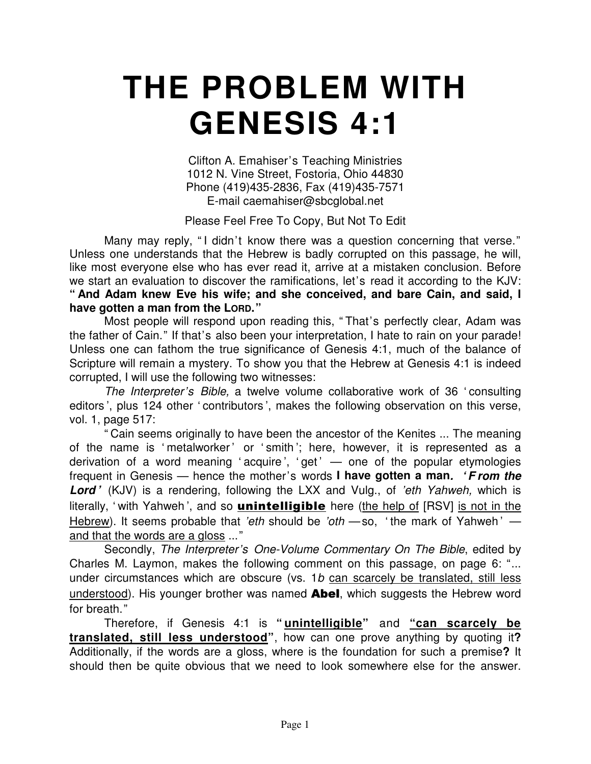# THE PROBLEM WITH GENESIS 4:1

Clifton A. Emahiser's Teaching Ministries
1012 N. Vine Street, Fostoria, Ohio 44830
Phone (419)435-2836, Fax (419)435-7571
E-mail caemahiser@sbcglobal.net

Please Feel Free To Copy, But Not To Edit

Many may reply, "I didn't know there was a question concerning that verse." Unless one understands that the Hebrew is badly corrupted on this passage, he will, like most everyone else who has ever read it, arrive at a mistaken conclusion. Before we start an evaluation to discover the ramifications, let's read it according to the KJV: **"And Adam knew Eve his wife; and she conceived, and bare Cain, and said, I have gotten a man from the LORD."**

Most people will respond upon reading this, "That's perfectly clear, Adam was the father of Cain." If that's also been your interpretation, I hate to rain on your parade! Unless one can fathom the true significance of Genesis 4:1, much of the balance of Scripture will remain a mystery. To show you that the Hebrew at Genesis 4:1 is indeed corrupted, I will use the following two witnesses:

*The Interpreter's Bible,* a twelve volume collaborative work of 36 'consulting editors', plus 124 other 'contributors', makes the following observation on this verse, vol. 1, page 517:

"Cain seems originally to have been the ancestor of the Kenites ... The meaning of the name is 'metalworker' or 'smith'; here, however, it is represented as a derivation of a word meaning 'acquire', 'get' — one of the popular etymologies frequent in Genesis — hence the mother's words **I have gotten a man*. 'From the Lord'*** (KJV) is a rendering, following the LXX and Vulg., of *'eth Yahweh,* which is literally, 'with Yahweh', and so **unintelligible** here (the help of [RSV] is not in the Hebrew). It seems probable that *'eth* should be *'oth* —so, 'the mark of Yahweh' — and that the words are a gloss ..."

Secondly, *The Interpreter's One-Volume Commentary On The Bible*, edited by Charles M. Laymon, makes the following comment on this passage, on page 6: "... under circumstances which are obscure (vs. 1*b* can scarcely be translated, still less understood). His younger brother was named **Abel**, which suggests the Hebrew word for breath."

Therefore, if Genesis 4:1 is **"unintelligible"** and **"can scarcely be translated, still less understood"**, how can one prove anything by quoting it**?** Additionally, if the words are a gloss, where is the foundation for such a premise**?** It should then be quite obvious that we need to look somewhere else for the answer.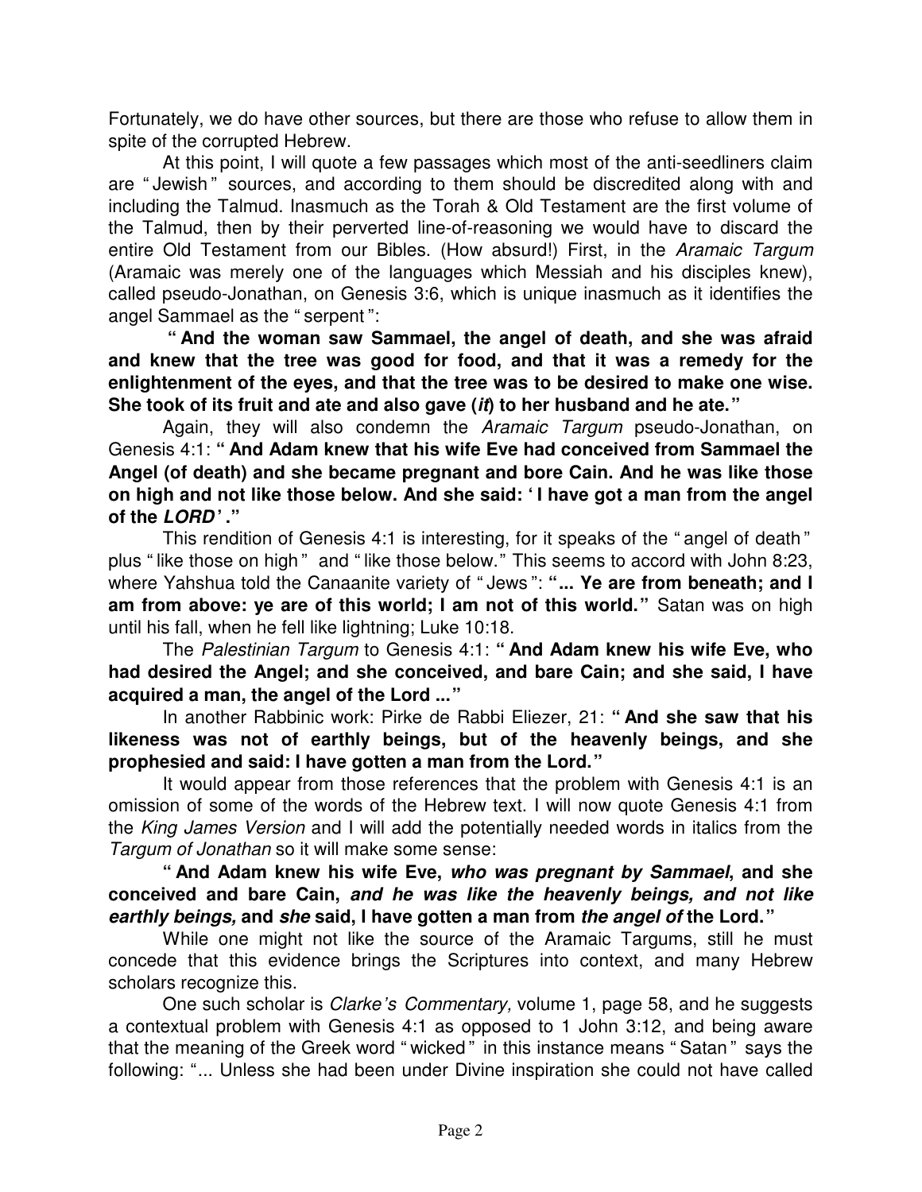Fortunately, we do have other sources, but there are those who refuse to allow them in spite of the corrupted Hebrew.

At this point, I will quote a few passages which most of the anti-seedliners claim are " Jewish " sources, and according to them should be discredited along with and including the Talmud. Inasmuch as the Torah & Old Testament are the first volume of the Talmud, then by their perverted line-of-reasoning we would have to discard the entire Old Testament from our Bibles. (How absurd!) First, in the *Aramaic Targum* (Aramaic was merely one of the languages which Messiah and his disciples knew), called pseudo-Jonathan, on Genesis 3:6, which is unique inasmuch as it identifies the angel Sammael as the " serpent ":

**" And the woman saw Sammael, the angel of death, and she was afraid and knew that the tree was good for food, and that it was a remedy for the enlightenment of the eyes, and that the tree was to be desired to make one wise. She took of its fruit and ate and also gave (*it*) to her husband and he ate. "**

Again, they will also condemn the *Aramaic Targum* pseudo-Jonathan, on Genesis 4:1: **" And Adam knew that his wife Eve had conceived from Sammael the Angel (of death) and she became pregnant and bore Cain. And he was like those on high and not like those below. And she said: ' I have got a man from the angel of the *LORD* ' ."**

This rendition of Genesis 4:1 is interesting, for it speaks of the " angel of death " plus " like those on high " and " like those below." This seems to accord with John 8:23, where Yahshua told the Canaanite variety of " Jews ": **"... Ye are from beneath; and I am from above: ye are of this world; I am not of this world. "** Satan was on high until his fall, when he fell like lightning; Luke 10:18.

The *Palestinian Targum* to Genesis 4:1: **" And Adam knew his wife Eve, who had desired the Angel; and she conceived, and bare Cain; and she said, I have acquired a man, the angel of the Lord ... "**

In another Rabbinic work: Pirke de Rabbi Eliezer, 21: **" And she saw that his likeness was not of earthly beings, but of the heavenly beings, and she prophesied and said: I have gotten a man from the Lord. "**

It would appear from those references that the problem with Genesis 4:1 is an omission of some of the words of the Hebrew text. I will now quote Genesis 4:1 from the *King James Version* and I will add the potentially needed words in italics from the *Targum of Jonathan* so it will make some sense:

**" And Adam knew his wife Eve, *who was pregnant by Sammael*, and she conceived and bare Cain, *and he was like the heavenly beings, and not like earthly beings,* and *she* said, I have gotten a man from *the angel of* the Lord. "**

While one might not like the source of the Aramaic Targums, still he must concede that this evidence brings the Scriptures into context, and many Hebrew scholars recognize this.

One such scholar is *Clarke's Commentary,* volume 1, page 58, and he suggests a contextual problem with Genesis 4:1 as opposed to 1 John 3:12, and being aware that the meaning of the Greek word " wicked " in this instance means " Satan " says the following: "... Unless she had been under Divine inspiration she could not have called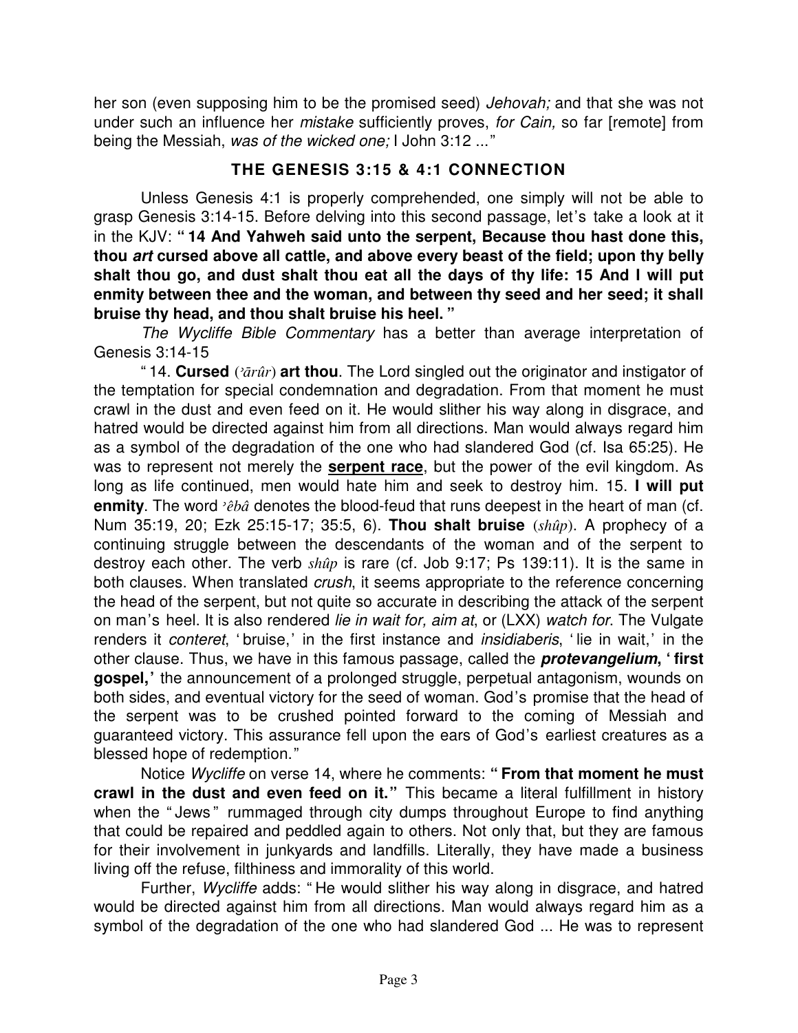her son (even supposing him to be the promised seed) *Jehovah;* and that she was not under such an influence her *mistake* sufficiently proves, *for Cain,* so far [remote] from being the Messiah, *was of the wicked one;* I John 3:12 ..."

## THE GENESIS 3:15 & 4:1 CONNECTION

Unless Genesis 4:1 is properly comprehended, one simply will not be able to grasp Genesis 3:14-15. Before delving into this second passage, let's take a look at it in the KJV: **" 14 And Yahweh said unto the serpent, Because thou hast done this, thou *art* cursed above all cattle, and above every beast of the field; upon thy belly shalt thou go, and dust shalt thou eat all the days of thy life: 15 And I will put enmity between thee and the woman, and between thy seed and her seed; it shall bruise thy head, and thou shalt bruise his heel. "**

*The Wycliffe Bible Commentary* has a better than average interpretation of Genesis 3:14-15

" 14. **Cursed** (*ʾārûr*) **art thou**. The Lord singled out the originator and instigator of the temptation for special condemnation and degradation. From that moment he must crawl in the dust and even feed on it. He would slither his way along in disgrace, and hatred would be directed against him from all directions. Man would always regard him as a symbol of the degradation of the one who had slandered God (cf. Isa 65:25). He was to represent not merely the **serpent race**, but the power of the evil kingdom. As long as life continued, men would hate him and seek to destroy him. 15. **I will put enmity**. The word *ʾêbâ* denotes the blood-feud that runs deepest in the heart of man (cf. Num 35:19, 20; Ezk 25:15-17; 35:5, 6). **Thou shalt bruise** (*shûp*). A prophecy of a continuing struggle between the descendants of the woman and of the serpent to destroy each other. The verb *shûp* is rare (cf. Job 9:17; Ps 139:11). It is the same in both clauses. When translated *crush*, it seems appropriate to the reference concerning the head of the serpent, but not quite so accurate in describing the attack of the serpent on man's heel. It is also rendered *lie in wait for, aim at*, or (LXX) *watch for*. The Vulgate renders it *conteret*, 'bruise,' in the first instance and *insidiaberis*, 'lie in wait,' in the other clause. Thus, we have in this famous passage, called the ***protevangelium*, 'first gospel,'** the announcement of a prolonged struggle, perpetual antagonism, wounds on both sides, and eventual victory for the seed of woman. God's promise that the head of the serpent was to be crushed pointed forward to the coming of Messiah and guaranteed victory. This assurance fell upon the ears of God's earliest creatures as a blessed hope of redemption."

Notice *Wycliffe* on verse 14, where he comments: **" From that moment he must crawl in the dust and even feed on it."** This became a literal fulfillment in history when the "Jews" rummaged through city dumps throughout Europe to find anything that could be repaired and peddled again to others. Not only that, but they are famous for their involvement in junkyards and landfills. Literally, they have made a business living off the refuse, filthiness and immorality of this world.

Further, *Wycliffe* adds: " He would slither his way along in disgrace, and hatred would be directed against him from all directions. Man would always regard him as a symbol of the degradation of the one who had slandered God ... He was to represent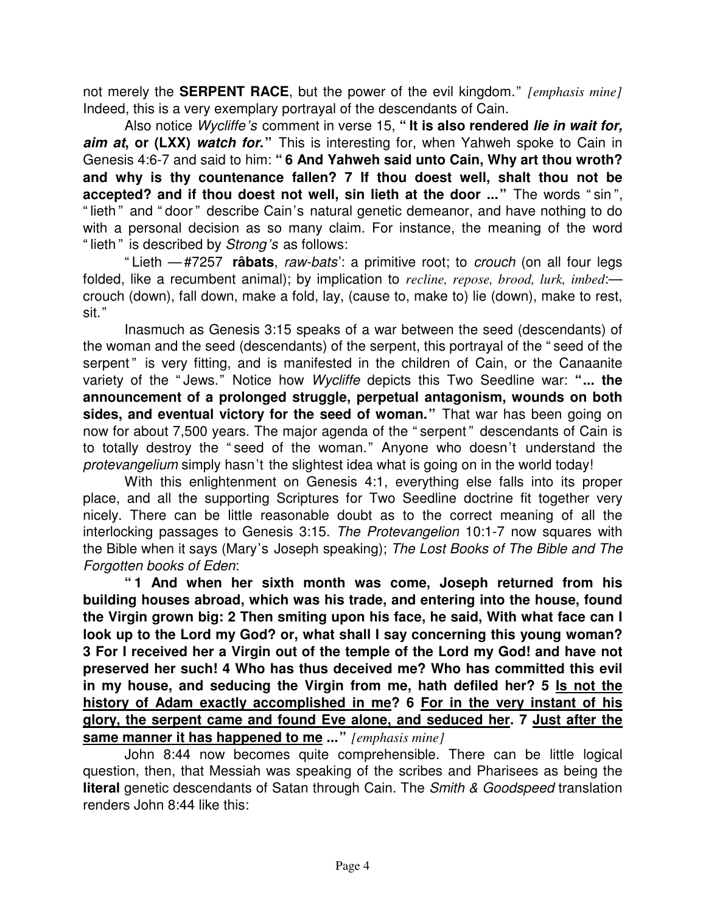not merely the **SERPENT RACE**, but the power of the evil kingdom." *[emphasis mine]* Indeed, this is a very exemplary portrayal of the descendants of Cain.

Also notice *Wycliffe's* comment in verse 15, **"It is also rendered *lie in wait for, aim at*, or (LXX) *watch for*."** This is interesting for, when Yahweh spoke to Cain in Genesis 4:6-7 and said to him: **"6 And Yahweh said unto Cain, Why art thou wroth? and why is thy countenance fallen? 7 If thou doest well, shalt thou not be accepted? and if thou doest not well, sin lieth at the door ..."** The words "sin", "lieth" and "door" describe Cain's natural genetic demeanor, and have nothing to do with a personal decision as so many claim. For instance, the meaning of the word "lieth" is described by *Strong's* as follows:

"Lieth —#7257 **râbats**, *raw-bats'*: a primitive root; to *crouch* (on all four legs folded, like a recumbent animal); by implication to *recline, repose, brood, lurk, imbed*:— crouch (down), fall down, make a fold, lay, (cause to, make to) lie (down), make to rest, sit."

Inasmuch as Genesis 3:15 speaks of a war between the seed (descendants) of the woman and the seed (descendants) of the serpent, this portrayal of the "seed of the serpent" is very fitting, and is manifested in the children of Cain, or the Canaanite variety of the "Jews." Notice how *Wycliffe* depicts this Two Seedline war: **"... the announcement of a prolonged struggle, perpetual antagonism, wounds on both sides, and eventual victory for the seed of woman."** That war has been going on now for about 7,500 years. The major agenda of the "serpent" descendants of Cain is to totally destroy the "seed of the woman." Anyone who doesn't understand the *protevangelium* simply hasn't the slightest idea what is going on in the world today!

With this enlightenment on Genesis 4:1, everything else falls into its proper place, and all the supporting Scriptures for Two Seedline doctrine fit together very nicely. There can be little reasonable doubt as to the correct meaning of all the interlocking passages to Genesis 3:15. *The Protevangelion* 10:1-7 now squares with the Bible when it says (Mary's Joseph speaking); *The Lost Books of The Bible and The Forgotten books of Eden*:

**"1 And when her sixth month was come, Joseph returned from his building houses abroad, which was his trade, and entering into the house, found the Virgin grown big: 2 Then smiting upon his face, he said, With what face can I look up to the Lord my God? or, what shall I say concerning this young woman? 3 For I received her a Virgin out of the temple of the Lord my God! and have not preserved her such! 4 Who has thus deceived me? Who has committed this evil in my house, and seducing the Virgin from me, hath defiled her? 5 <u>Is not the history of Adam exactly accomplished in me</u>? 6 <u>For in the very instant of his glory, the serpent came and found Eve alone, and seduced her</u>. 7 <u>Just after the same manner it has happened to me</u> ..."** *[emphasis mine]*

John 8:44 now becomes quite comprehensible. There can be little logical question, then, that Messiah was speaking of the scribes and Pharisees as being the **literal** genetic descendants of Satan through Cain. The *Smith & Goodspeed* translation renders John 8:44 like this: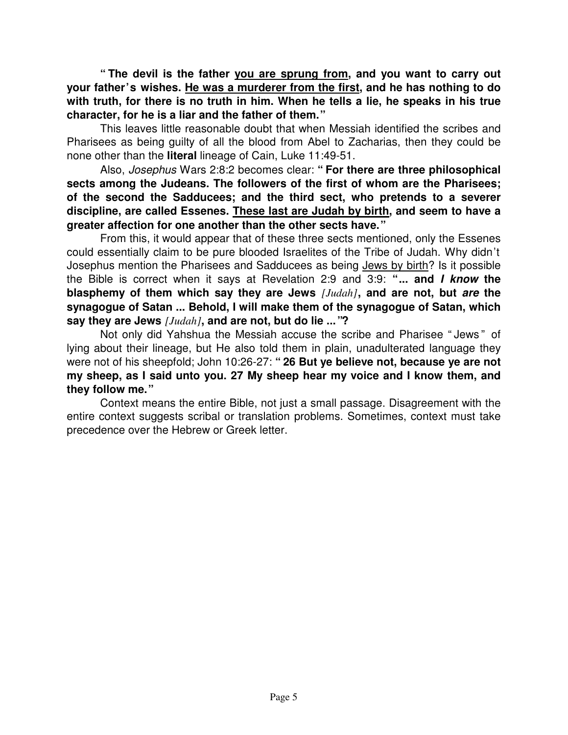**" The devil is the father <u>you are sprung from</u>, and you want to carry out your father's wishes. <u>He was a murderer from the first</u>, and he has nothing to do with truth, for there is no truth in him. When he tells a lie, he speaks in his true character, for he is a liar and the father of them."**

This leaves little reasonable doubt that when Messiah identified the scribes and Pharisees as being guilty of all the blood from Abel to Zacharias, then they could be none other than the **literal** lineage of Cain, Luke 11:49-51.

Also, *Josephus* Wars 2:8:2 becomes clear: **" For there are three philosophical sects among the Judeans. The followers of the first of whom are the Pharisees; of the second the Sadducees; and the third sect, who pretends to a severer discipline, are called Essenes. <u>These last are Judah by birth</u>, and seem to have a greater affection for one another than the other sects have."**

From this, it would appear that of these three sects mentioned, only the Essenes could essentially claim to be pure blooded Israelites of the Tribe of Judah. Why didn't Josephus mention the Pharisees and Sadducees as being <u>Jews by birth</u>? Is it possible the Bible is correct when it says at Revelation 2:9 and 3:9: **"... and *I know* the blasphemy of them which say they are Jews** *[Judah]*, **and are not, but *are* the synagogue of Satan ... Behold, I will make them of the synagogue of Satan, which say they are Jews** *[Judah]*, **and are not, but do lie ..."?**

Not only did Yahshua the Messiah accuse the scribe and Pharisee " Jews " of lying about their lineage, but He also told them in plain, unadulterated language they were not of his sheepfold; John 10:26-27: **" 26 But ye believe not, because ye are not my sheep, as I said unto you. 27 My sheep hear my voice and I know them, and they follow me."**

Context means the entire Bible, not just a small passage. Disagreement with the entire context suggests scribal or translation problems. Sometimes, context must take precedence over the Hebrew or Greek letter.